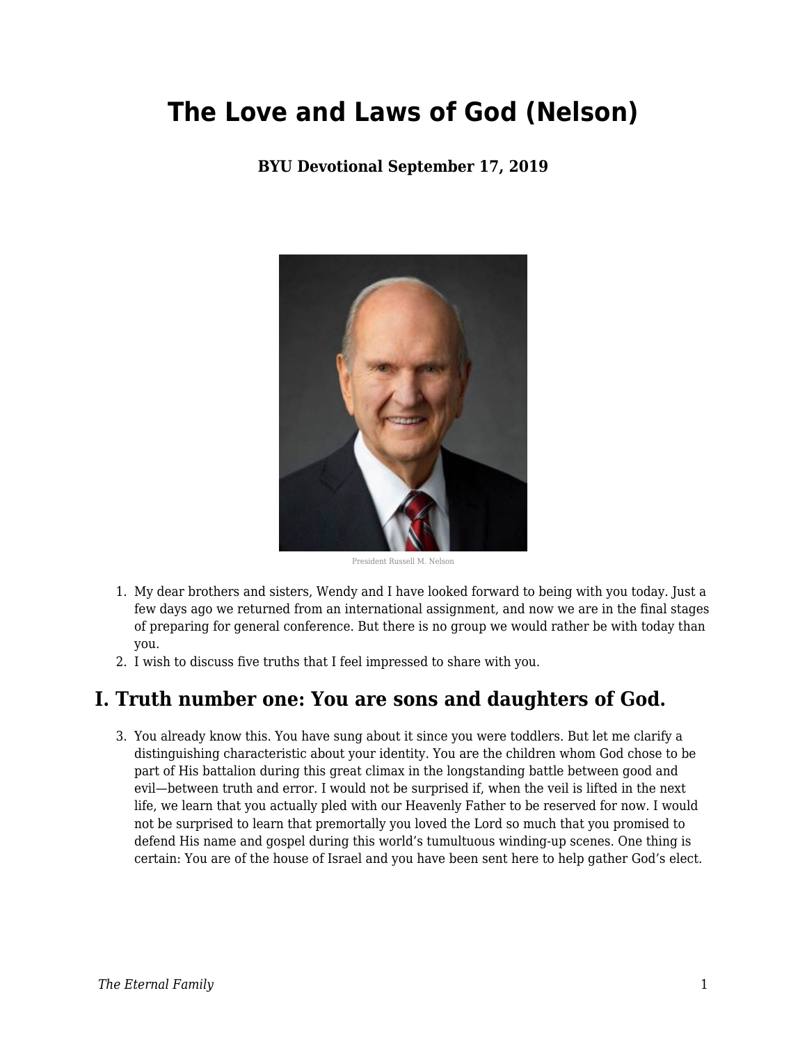# The Love and Laws of God (Nelson)

**BYU Devotional September 17, 2019**

President Russell M. Nelson

1. My dear brothers and sisters, Wendy and I have looked forward to being with you today. Just a few days ago we returned from an international assignment, and now we are in the final stages of preparing for general conference. But there is no group we would rather be with today than you.
2. I wish to discuss five truths that I feel impressed to share with you.

## I. Truth number one: You are sons and daughters of God.

3. You already know this. You have sung about it since you were toddlers. But let me clarify a distinguishing characteristic about your identity. You are the children whom God chose to be part of His battalion during this great climax in the longstanding battle between good and evil—between truth and error. I would not be surprised if, when the veil is lifted in the next life, we learn that you actually pled with our Heavenly Father to be reserved for now. I would not be surprised to learn that premortally you loved the Lord so much that you promised to defend His name and gospel during this world's tumultuous winding-up scenes. One thing is certain: You are of the house of Israel and you have been sent here to help gather God's elect.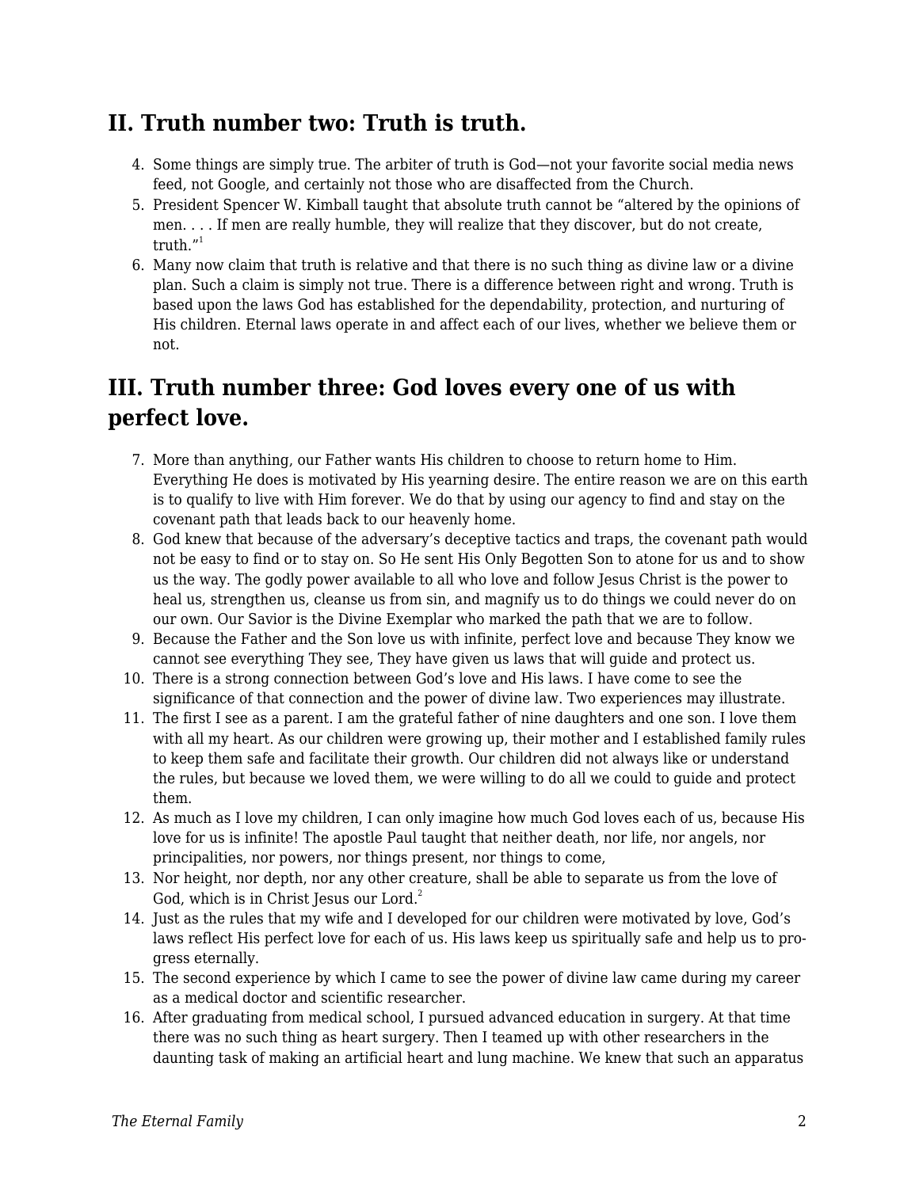## II. Truth number two: Truth is truth.

4. Some things are simply true. The arbiter of truth is God—not your favorite social media news feed, not Google, and certainly not those who are disaffected from the Church.
5. President Spencer W. Kimball taught that absolute truth cannot be "altered by the opinions of men. . . . If men are really humble, they will realize that they discover, but do not create, truth."[1]
6. Many now claim that truth is relative and that there is no such thing as divine law or a divine plan. Such a claim is simply not true. There is a difference between right and wrong. Truth is based upon the laws God has established for the dependability, protection, and nurturing of His children. Eternal laws operate in and affect each of our lives, whether we believe them or not.

## III. Truth number three: God loves every one of us with perfect love.

7. More than anything, our Father wants His children to choose to return home to Him. Everything He does is motivated by His yearning desire. The entire reason we are on this earth is to qualify to live with Him forever. We do that by using our agency to find and stay on the covenant path that leads back to our heavenly home.
8. God knew that because of the adversary's deceptive tactics and traps, the covenant path would not be easy to find or to stay on. So He sent His Only Begotten Son to atone for us and to show us the way. The godly power available to all who love and follow Jesus Christ is the power to heal us, strengthen us, cleanse us from sin, and magnify us to do things we could never do on our own. Our Savior is the Divine Exemplar who marked the path that we are to follow.
9. Because the Father and the Son love us with infinite, perfect love and because They know we cannot see everything They see, They have given us laws that will guide and protect us.
10. There is a strong connection between God's love and His laws. I have come to see the significance of that connection and the power of divine law. Two experiences may illustrate.
11. The first I see as a parent. I am the grateful father of nine daughters and one son. I love them with all my heart. As our children were growing up, their mother and I established family rules to keep them safe and facilitate their growth. Our children did not always like or understand the rules, but because we loved them, we were willing to do all we could to guide and protect them.
12. As much as I love my children, I can only imagine how much God loves each of us, because His love for us is infinite! The apostle Paul taught that neither death, nor life, nor angels, nor principalities, nor powers, nor things present, nor things to come,
13. Nor height, nor depth, nor any other creature, shall be able to separate us from the love of God, which is in Christ Jesus our Lord.[2]
14. Just as the rules that my wife and I developed for our children were motivated by love, God's laws reflect His perfect love for each of us. His laws keep us spiritually safe and help us to progress eternally.
15. The second experience by which I came to see the power of divine law came during my career as a medical doctor and scientific researcher.
16. After graduating from medical school, I pursued advanced education in surgery. At that time there was no such thing as heart surgery. Then I teamed up with other researchers in the daunting task of making an artificial heart and lung machine. We knew that such an apparatus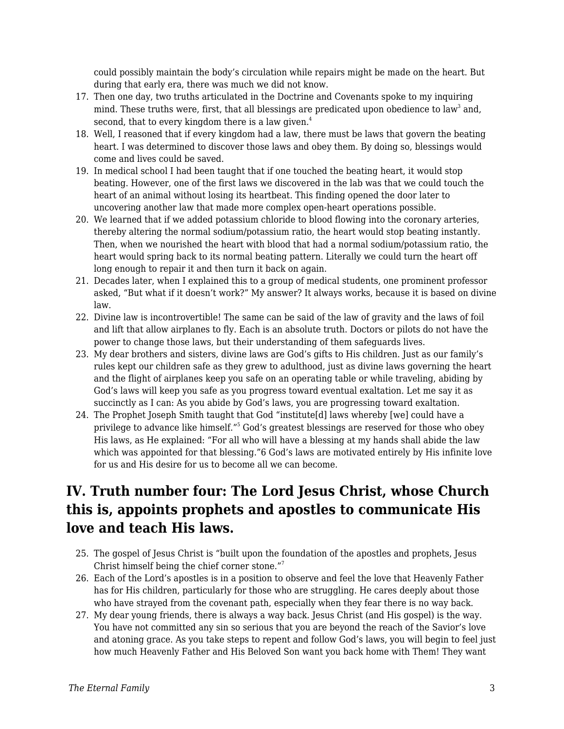could possibly maintain the body's circulation while repairs might be made on the heart. But during that early era, there was much we did not know.

17. Then one day, two truths articulated in the Doctrine and Covenants spoke to my inquiring mind. These truths were, first, that all blessings are predicated upon obedience to law[3] and, second, that to every kingdom there is a law given.[4]
18. Well, I reasoned that if every kingdom had a law, there must be laws that govern the beating heart. I was determined to discover those laws and obey them. By doing so, blessings would come and lives could be saved.
19. In medical school I had been taught that if one touched the beating heart, it would stop beating. However, one of the first laws we discovered in the lab was that we could touch the heart of an animal without losing its heartbeat. This finding opened the door later to uncovering another law that made more complex open-heart operations possible.
20. We learned that if we added potassium chloride to blood flowing into the coronary arteries, thereby altering the normal sodium/potassium ratio, the heart would stop beating instantly. Then, when we nourished the heart with blood that had a normal sodium/potassium ratio, the heart would spring back to its normal beating pattern. Literally we could turn the heart off long enough to repair it and then turn it back on again.
21. Decades later, when I explained this to a group of medical students, one prominent professor asked, "But what if it doesn't work?" My answer? It always works, because it is based on divine law.
22. Divine law is incontrovertible! The same can be said of the law of gravity and the laws of foil and lift that allow airplanes to fly. Each is an absolute truth. Doctors or pilots do not have the power to change those laws, but their understanding of them safeguards lives.
23. My dear brothers and sisters, divine laws are God's gifts to His children. Just as our family's rules kept our children safe as they grew to adulthood, just as divine laws governing the heart and the flight of airplanes keep you safe on an operating table or while traveling, abiding by God's laws will keep you safe as you progress toward eventual exaltation. Let me say it as succinctly as I can: As you abide by God's laws, you are progressing toward exaltation.
24. The Prophet Joseph Smith taught that God "institute[d] laws whereby [we] could have a privilege to advance like himself."[5] God's greatest blessings are reserved for those who obey His laws, as He explained: "For all who will have a blessing at my hands shall abide the law which was appointed for that blessing."6 God's laws are motivated entirely by His infinite love for us and His desire for us to become all we can become.

## IV. Truth number four: The Lord Jesus Christ, whose Church this is, appoints prophets and apostles to communicate His love and teach His laws.

25. The gospel of Jesus Christ is "built upon the foundation of the apostles and prophets, Jesus Christ himself being the chief corner stone."[7]
26. Each of the Lord's apostles is in a position to observe and feel the love that Heavenly Father has for His children, particularly for those who are struggling. He cares deeply about those who have strayed from the covenant path, especially when they fear there is no way back.
27. My dear young friends, there is always a way back. Jesus Christ (and His gospel) is the way. You have not committed any sin so serious that you are beyond the reach of the Savior's love and atoning grace. As you take steps to repent and follow God's laws, you will begin to feel just how much Heavenly Father and His Beloved Son want you back home with Them! They want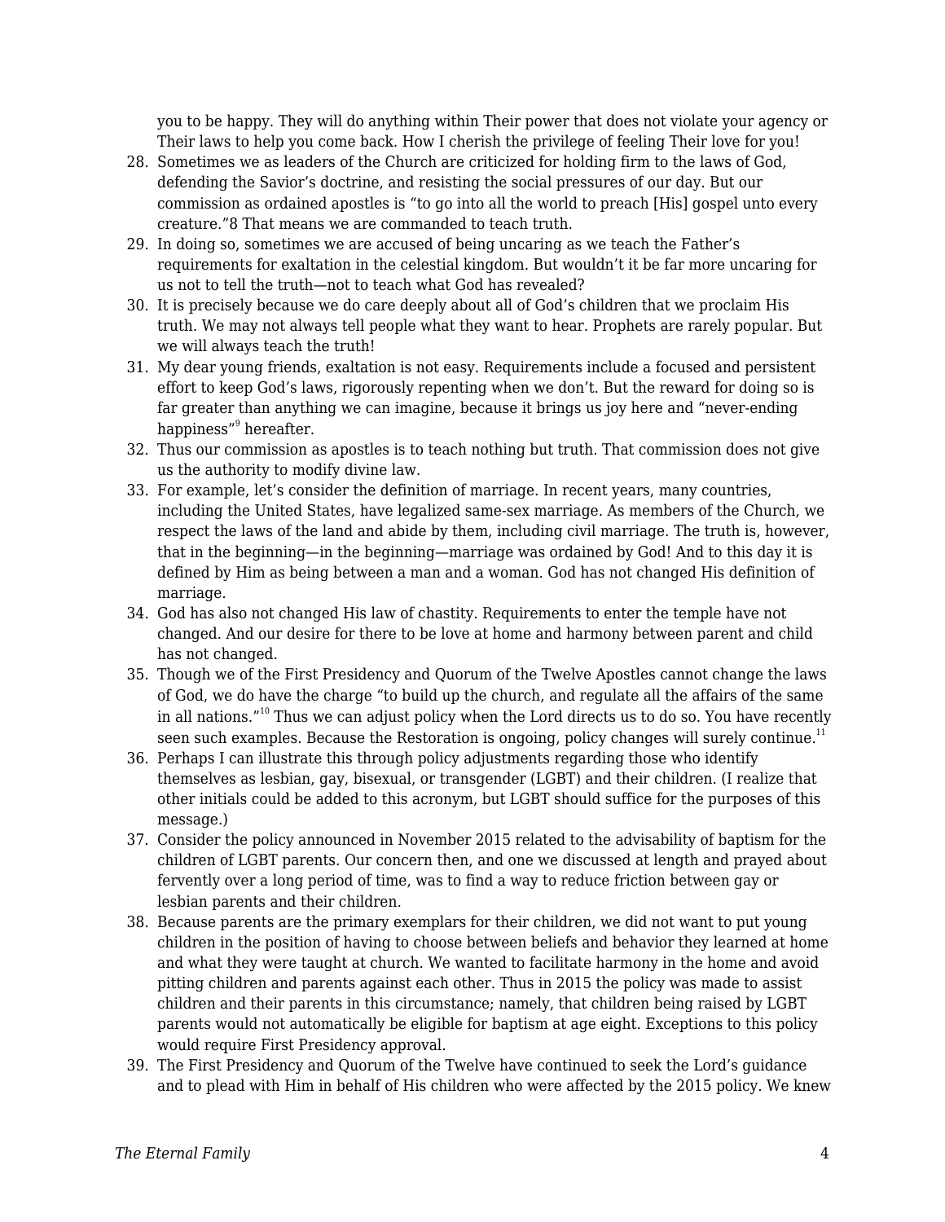you to be happy. They will do anything within Their power that does not violate your agency or Their laws to help you come back. How I cherish the privilege of feeling Their love for you!

28. Sometimes we as leaders of the Church are criticized for holding firm to the laws of God, defending the Savior's doctrine, and resisting the social pressures of our day. But our commission as ordained apostles is "to go into all the world to preach [His] gospel unto every creature."8 That means we are commanded to teach truth.
29. In doing so, sometimes we are accused of being uncaring as we teach the Father's requirements for exaltation in the celestial kingdom. But wouldn't it be far more uncaring for us not to tell the truth—not to teach what God has revealed?
30. It is precisely because we do care deeply about all of God's children that we proclaim His truth. We may not always tell people what they want to hear. Prophets are rarely popular. But we will always teach the truth!
31. My dear young friends, exaltation is not easy. Requirements include a focused and persistent effort to keep God's laws, rigorously repenting when we don't. But the reward for doing so is far greater than anything we can imagine, because it brings us joy here and "never-ending happiness"[9] hereafter.
32. Thus our commission as apostles is to teach nothing but truth. That commission does not give us the authority to modify divine law.
33. For example, let's consider the definition of marriage. In recent years, many countries, including the United States, have legalized same-sex marriage. As members of the Church, we respect the laws of the land and abide by them, including civil marriage. The truth is, however, that in the beginning—in the beginning—marriage was ordained by God! And to this day it is defined by Him as being between a man and a woman. God has not changed His definition of marriage.
34. God has also not changed His law of chastity. Requirements to enter the temple have not changed. And our desire for there to be love at home and harmony between parent and child has not changed.
35. Though we of the First Presidency and Quorum of the Twelve Apostles cannot change the laws of God, we do have the charge "to build up the church, and regulate all the affairs of the same in all nations."[10] Thus we can adjust policy when the Lord directs us to do so. You have recently seen such examples. Because the Restoration is ongoing, policy changes will surely continue.[11]
36. Perhaps I can illustrate this through policy adjustments regarding those who identify themselves as lesbian, gay, bisexual, or transgender (LGBT) and their children. (I realize that other initials could be added to this acronym, but LGBT should suffice for the purposes of this message.)
37. Consider the policy announced in November 2015 related to the advisability of baptism for the children of LGBT parents. Our concern then, and one we discussed at length and prayed about fervently over a long period of time, was to find a way to reduce friction between gay or lesbian parents and their children.
38. Because parents are the primary exemplars for their children, we did not want to put young children in the position of having to choose between beliefs and behavior they learned at home and what they were taught at church. We wanted to facilitate harmony in the home and avoid pitting children and parents against each other. Thus in 2015 the policy was made to assist children and their parents in this circumstance; namely, that children being raised by LGBT parents would not automatically be eligible for baptism at age eight. Exceptions to this policy would require First Presidency approval.
39. The First Presidency and Quorum of the Twelve have continued to seek the Lord's guidance and to plead with Him in behalf of His children who were affected by the 2015 policy. We knew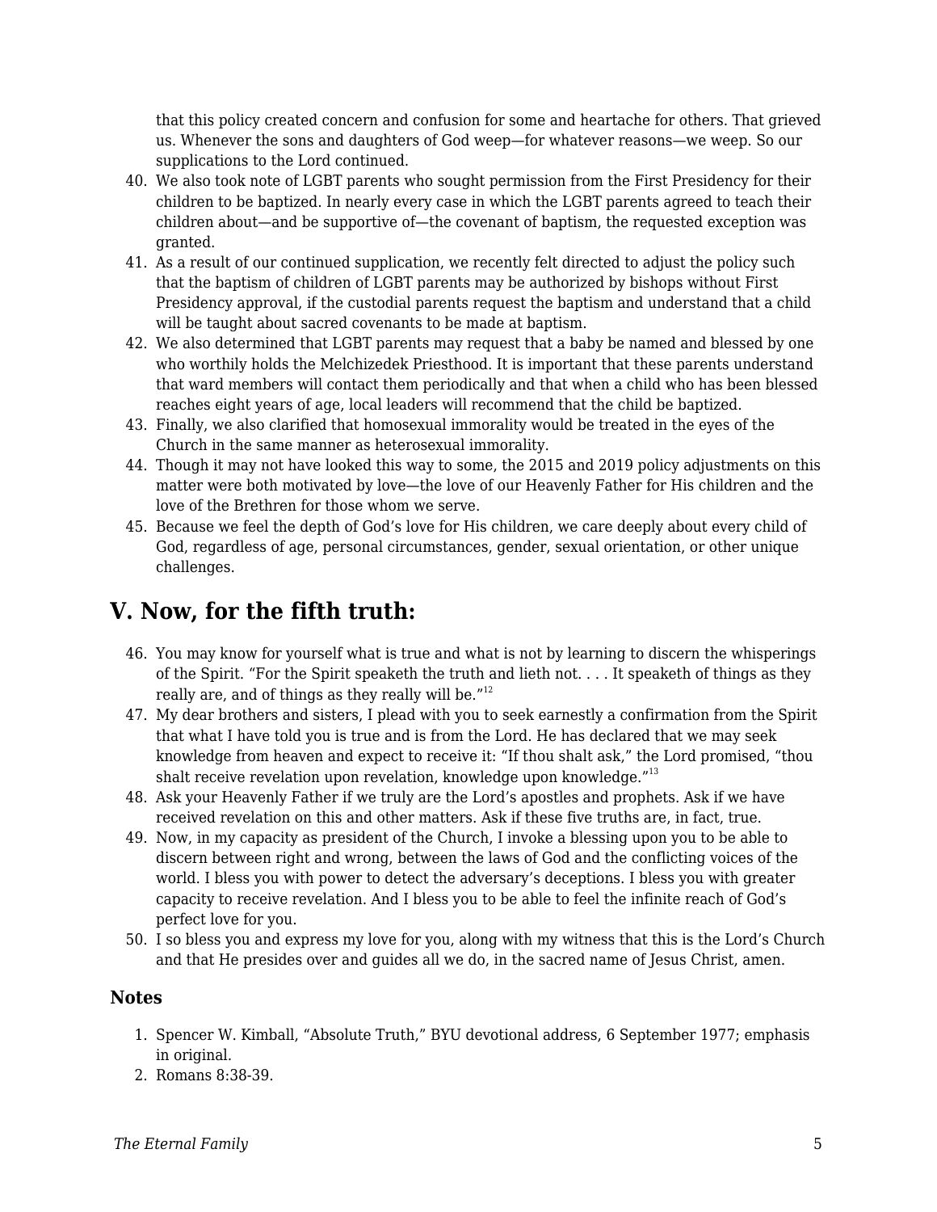that this policy created concern and confusion for some and heartache for others. That grieved us. Whenever the sons and daughters of God weep—for whatever reasons—we weep. So our supplications to the Lord continued.

40. We also took note of LGBT parents who sought permission from the First Presidency for their children to be baptized. In nearly every case in which the LGBT parents agreed to teach their children about—and be supportive of—the covenant of baptism, the requested exception was granted.
41. As a result of our continued supplication, we recently felt directed to adjust the policy such that the baptism of children of LGBT parents may be authorized by bishops without First Presidency approval, if the custodial parents request the baptism and understand that a child will be taught about sacred covenants to be made at baptism.
42. We also determined that LGBT parents may request that a baby be named and blessed by one who worthily holds the Melchizedek Priesthood. It is important that these parents understand that ward members will contact them periodically and that when a child who has been blessed reaches eight years of age, local leaders will recommend that the child be baptized.
43. Finally, we also clarified that homosexual immorality would be treated in the eyes of the Church in the same manner as heterosexual immorality.
44. Though it may not have looked this way to some, the 2015 and 2019 policy adjustments on this matter were both motivated by love—the love of our Heavenly Father for His children and the love of the Brethren for those whom we serve.
45. Because we feel the depth of God's love for His children, we care deeply about every child of God, regardless of age, personal circumstances, gender, sexual orientation, or other unique challenges.

## V. Now, for the fifth truth:

46. You may know for yourself what is true and what is not by learning to discern the whisperings of the Spirit. "For the Spirit speaketh the truth and lieth not. . . . It speaketh of things as they really are, and of things as they really will be."[12]
47. My dear brothers and sisters, I plead with you to seek earnestly a confirmation from the Spirit that what I have told you is true and is from the Lord. He has declared that we may seek knowledge from heaven and expect to receive it: "If thou shalt ask," the Lord promised, "thou shalt receive revelation upon revelation, knowledge upon knowledge."[13]
48. Ask your Heavenly Father if we truly are the Lord's apostles and prophets. Ask if we have received revelation on this and other matters. Ask if these five truths are, in fact, true.
49. Now, in my capacity as president of the Church, I invoke a blessing upon you to be able to discern between right and wrong, between the laws of God and the conflicting voices of the world. I bless you with power to detect the adversary's deceptions. I bless you with greater capacity to receive revelation. And I bless you to be able to feel the infinite reach of God's perfect love for you.
50. I so bless you and express my love for you, along with my witness that this is the Lord's Church and that He presides over and guides all we do, in the sacred name of Jesus Christ, amen.

### Notes

1. Spencer W. Kimball, "Absolute Truth," BYU devotional address, 6 September 1977; emphasis in original.
2. Romans 8:38-39.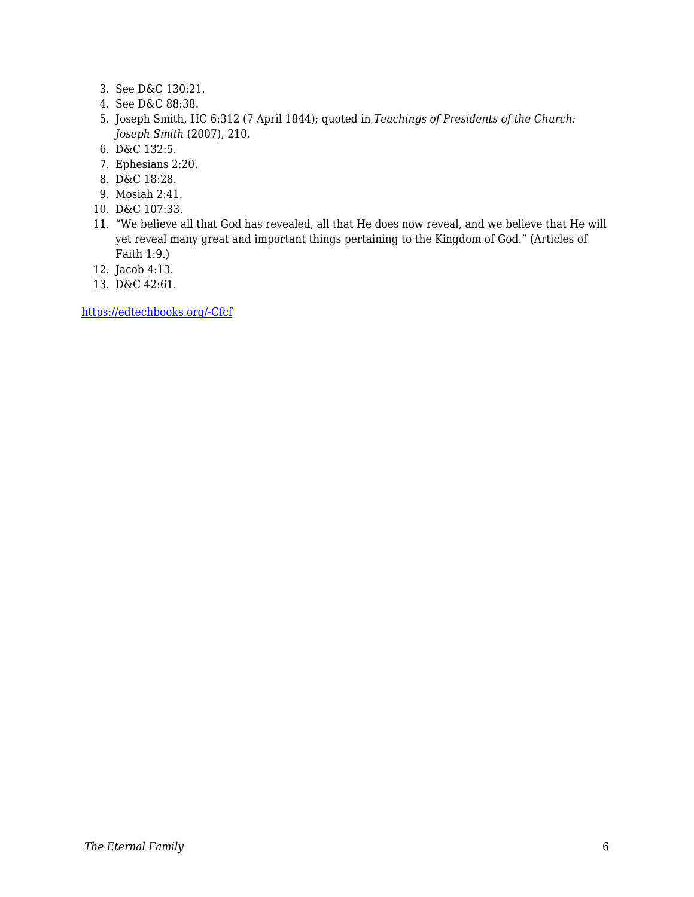3. See D&C 130:21.
4. See D&C 88:38.
5. Joseph Smith, HC 6:312 (7 April 1844); quoted in *Teachings of Presidents of the Church: Joseph Smith* (2007), 210.
6. D&C 132:5.
7. Ephesians 2:20.
8. D&C 18:28.
9. Mosiah 2:41.
10. D&C 107:33.
11. "We believe all that God has revealed, all that He does now reveal, and we believe that He will yet reveal many great and important things pertaining to the Kingdom of God." (Articles of Faith 1:9.)
12. Jacob 4:13.
13. D&C 42:61.

https://edtechbooks.org/-Cfcf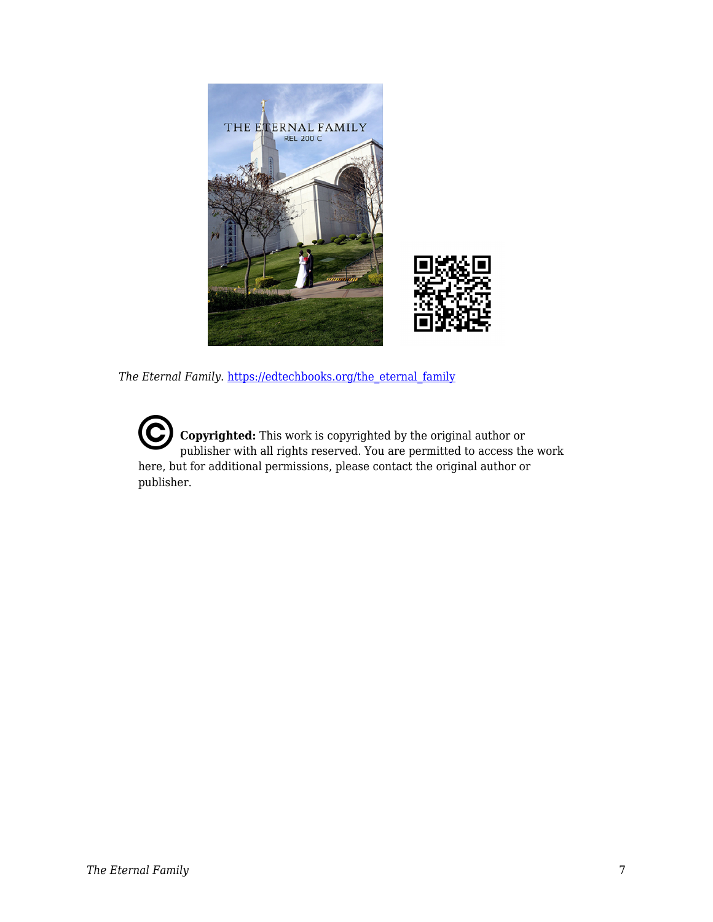*The Eternal Family*. https://edtechbooks.org/the_eternal_family

**Copyrighted:** This work is copyrighted by the original author or publisher with all rights reserved. You are permitted to access the work here, but for additional permissions, please contact the original author or publisher.